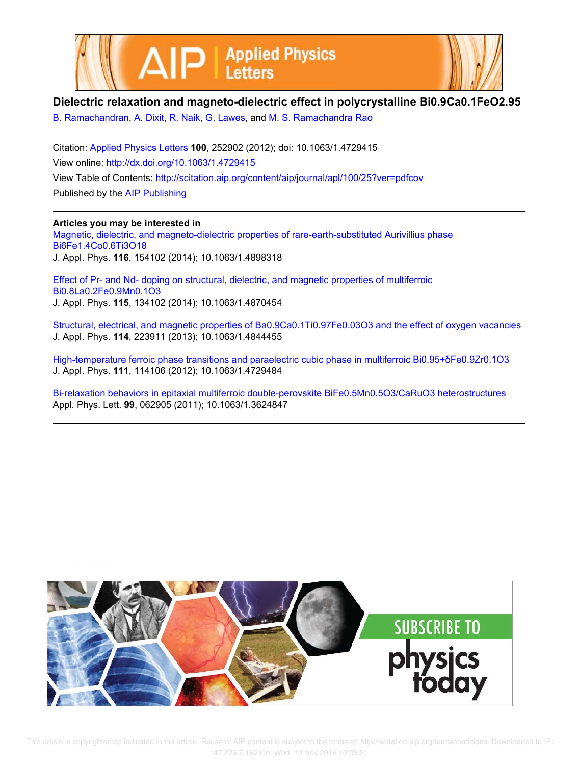# Dielectric relaxation and magneto-dielectric effect in polycrystalline $Bi_{0.9}Ca_{0.1}FeO_{2.95}$

B. Ramachandran, A. Dixit, R. Naik, G. Lawes, and M. S. Ramachandra Rao

Citation: Applied Physics Letters **100**, 252902 (2012); doi: 10.1063/1.4729415

View online: http://dx.doi.org/10.1063/1.4729415

View Table of Contents: http://scitation.aip.org/content/aip/journal/apl/100/25?ver=pdfcov

Published by the AIP Publishing

---

**Articles you may be interested in**

Magnetic, dielectric, and magneto-dielectric properties of rare-earth-substituted Aurivillius phase $Bi_6Fe_{1.4}Co_{0.6}Ti_3O_{18}$

J. Appl. Phys. **116**, 154102 (2014); 10.1063/1.4898318

Effect of Pr- and Nd- doping on structural, dielectric, and magnetic properties of multiferroic $Bi_{0.8}La_{0.2}Fe_{0.9}Mn_{0.1}O_3$

J. Appl. Phys. **115**, 134102 (2014); 10.1063/1.4870454

Structural, electrical, and magnetic properties of $Ba_{0.9}Ca_{0.1}Ti_{0.97}Fe_{0.03}O_3$ and the effect of oxygen vacancies

J. Appl. Phys. **114**, 223911 (2013); 10.1063/1.4844455

High-temperature ferroic phase transitions and paraelectric cubic phase in multiferroic $Bi_{0.95+\delta}Fe_{0.9}Zr_{0.1}O_3$

J. Appl. Phys. **111**, 114106 (2012); 10.1063/1.4729484

Bi-relaxation behaviors in epitaxial multiferroic double-perovskite $BiFe_{0.5}Mn_{0.5}O_3/CaRuO_3$ heterostructures

Appl. Phys. Lett. **99**, 062905 (2011); 10.1063/1.3624847

---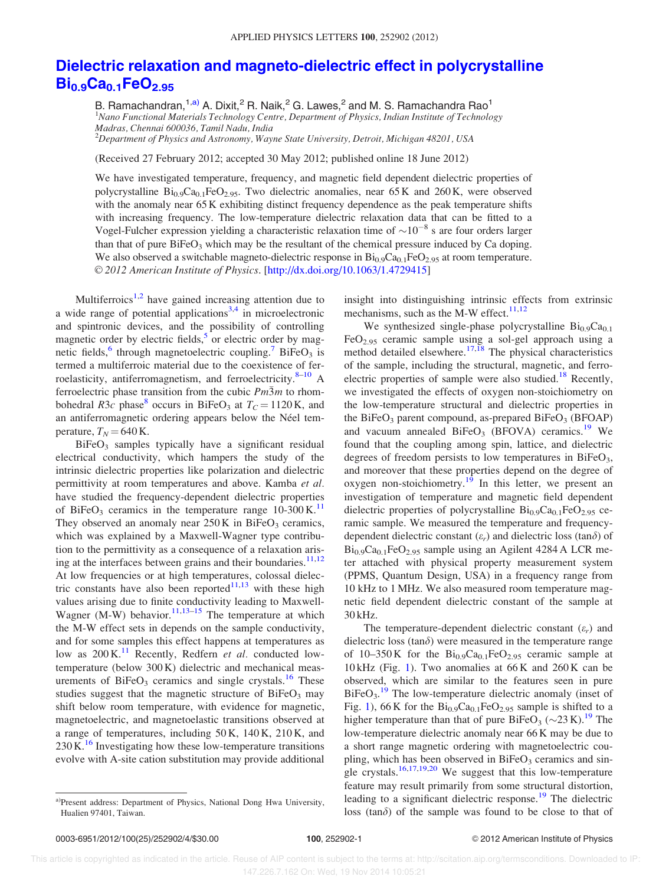# Dielectric relaxation and magneto-dielectric effect in polycrystalline $Bi_{0.9}Ca_{0.1}FeO_{2.95}$

B. Ramachandran,[1,a)] A. Dixit,[2] R. Naik,[2] G. Lawes,[2] and M. S. Ramachandra Rao[1]

[1]Nano Functional Materials Technology Centre, Department of Physics, Indian Institute of Technology Madras, Chennai 600036, Tamil Nadu, India

[2]Department of Physics and Astronomy, Wayne State University, Detroit, Michigan 48201, USA

(Received 27 February 2012; accepted 30 May 2012; published online 18 June 2012)

We have investigated temperature, frequency, and magnetic field dependent dielectric properties of polycrystalline $Bi_{0.9}Ca_{0.1}FeO_{2.95}$. Two dielectric anomalies, near 65 K and 260 K, were observed with the anomaly near 65 K exhibiting distinct frequency dependence as the peak temperature shifts with increasing frequency. The low-temperature dielectric relaxation data that can be fitted to a Vogel-Fulcher expression yielding a characteristic relaxation time of $\sim 10^{-8}$ s are four orders larger than that of pure $BiFeO_3$ which may be the resultant of the chemical pressure induced by Ca doping. We also observed a switchable magneto-dielectric response in $Bi_{0.9}Ca_{0.1}FeO_{2.95}$ at room temperature. © 2012 American Institute of Physics. [http://dx.doi.org/10.1063/1.4729415]

Multiferroics[1,2] have gained increasing attention due to a wide range of potential applications[3,4] in microelectronic and spintronic devices, and the possibility of controlling magnetic order by electric fields,[5] or electric order by magnetic fields,[6] through magnetoelectric coupling.[7] $BiFeO_3$ is termed a multiferroic material due to the coexistence of ferroelasticity, antiferromagnetism, and ferroelectricity.[8–10] A ferroelectric phase transition from the cubic $Pm\bar{3}m$ to rhombohedral $R3c$ phase[8] occurs in $BiFeO_3$ at $T_C = 1120$ K, and an antiferromagnetic ordering appears below the Néel temperature, $T_N = 640$ K.

$BiFeO_3$ samples typically have a significant residual electrical conductivity, which hampers the study of the intrinsic dielectric properties like polarization and dielectric permittivity at room temperatures and above. Kamba *et al.* have studied the frequency-dependent dielectric properties of $BiFeO_3$ ceramics in the temperature range 10-300 K.[11] They observed an anomaly near 250 K in $BiFeO_3$ ceramics, which was explained by a Maxwell-Wagner type contribution to the permittivity as a consequence of a relaxation arising at the interfaces between grains and their boundaries.[11,12] At low frequencies or at high temperatures, colossal dielectric constants have also been reported[11,13] with these high values arising due to finite conductivity leading to Maxwell-Wagner (M-W) behavior.[11,13–15] The temperature at which the M-W effect sets in depends on the sample conductivity, and for some samples this effect happens at temperatures as low as 200 K.[11] Recently, Redfern *et al.* conducted low-temperature (below 300 K) dielectric and mechanical measurements of $BiFeO_3$ ceramics and single crystals.[16] These studies suggest that the magnetic structure of $BiFeO_3$ may shift below room temperature, with evidence for magnetic, magnetoelectric, and magnetoelastic transitions observed at a range of temperatures, including 50 K, 140 K, 210 K, and 230 K.[16] Investigating how these low-temperature transitions evolve with A-site cation substitution may provide additional insight into distinguishing intrinsic effects from extrinsic mechanisms, such as the M-W effect.[11,12]

We synthesized single-phase polycrystalline $Bi_{0.9}Ca_{0.1}FeO_{2.95}$ ceramic sample using a sol-gel approach using a method detailed elsewhere.[17,18] The physical characteristics of the sample, including the structural, magnetic, and ferroelectric properties of sample were also studied.[18] Recently, we investigated the effects of oxygen non-stoichiometry on the low-temperature structural and dielectric properties in the $BiFeO_3$ parent compound, as-prepared $BiFeO_3$ (BFOAP) and vacuum annealed $BiFeO_3$ (BFOVA) ceramics.[19] We found that the coupling among spin, lattice, and dielectric degrees of freedom persists to low temperatures in $BiFeO_3$, and moreover that these properties depend on the degree of oxygen non-stoichiometry.[19] In this letter, we present an investigation of temperature and magnetic field dependent dielectric properties of polycrystalline $Bi_{0.9}Ca_{0.1}FeO_{2.95}$ ceramic sample. We measured the temperature and frequency-dependent dielectric constant ($\varepsilon_r$) and dielectric loss (tan$\delta$) of $Bi_{0.9}Ca_{0.1}FeO_{2.95}$ sample using an Agilent 4284 A LCR meter attached with physical property measurement system (PPMS, Quantum Design, USA) in a frequency range from 10 kHz to 1 MHz. We also measured room temperature magnetic field dependent dielectric constant of the sample at 30 kHz.

The temperature-dependent dielectric constant ($\varepsilon_r$) and dielectric loss (tan$\delta$) were measured in the temperature range of 10–350 K for the $Bi_{0.9}Ca_{0.1}FeO_{2.95}$ ceramic sample at 10 kHz (Fig. 1). Two anomalies at 66 K and 260 K can be observed, which are similar to the features seen in pure $BiFeO_3$.[19] The low-temperature dielectric anomaly (inset of Fig. 1), 66 K for the $Bi_{0.9}Ca_{0.1}FeO_{2.95}$ sample is shifted to a higher temperature than that of pure $BiFeO_3$ ($\sim$23 K).[19] The low-temperature dielectric anomaly near 66 K may be due to a short range magnetic ordering with magnetoelectric coupling, which has been observed in $BiFeO_3$ ceramics and single crystals.[16,17,19,20] We suggest that this low-temperature feature may result primarily from some structural distortion, leading to a significant dielectric response.[19] The dielectric loss (tan$\delta$) of the sample was found to be close to that of

[a)]Present address: Department of Physics, National Dong Hwa University, Hualien 97401, Taiwan.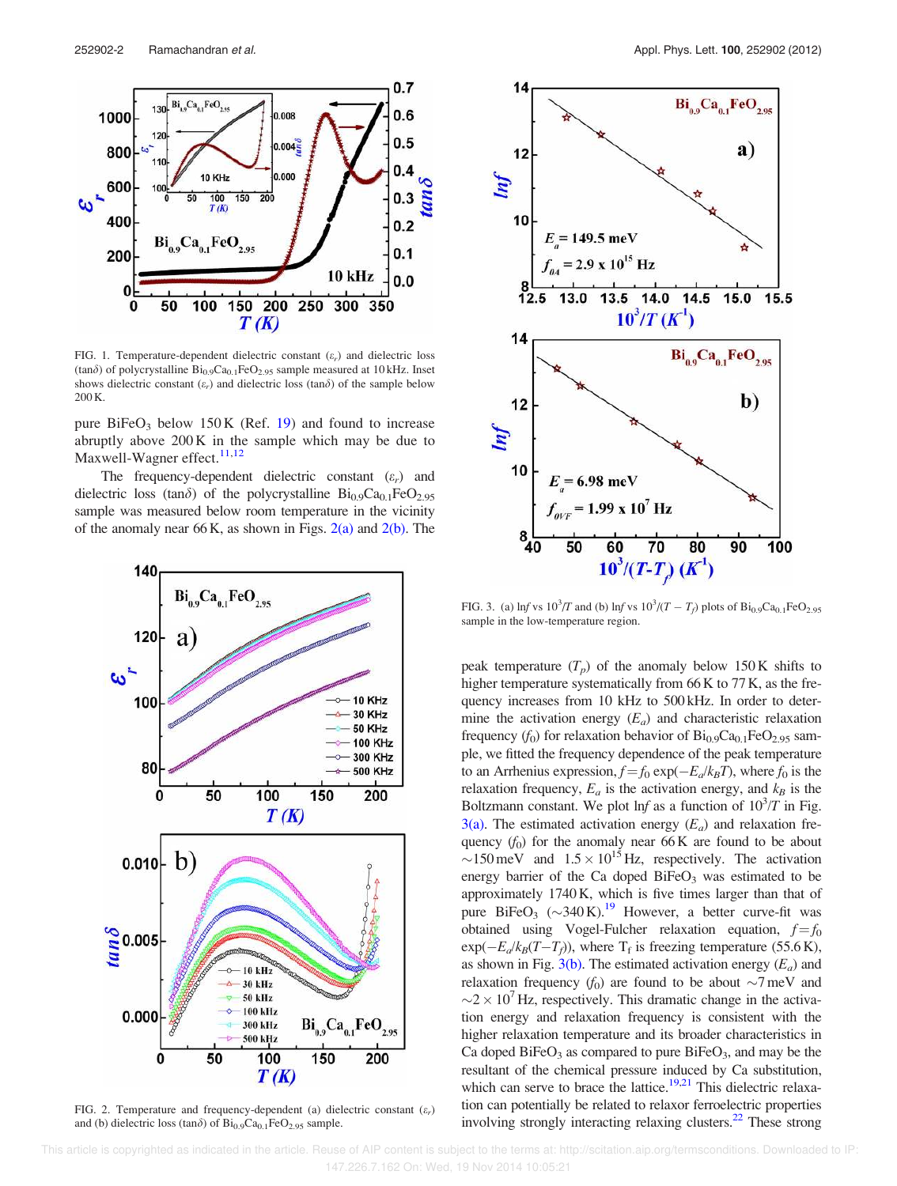FIG. 1. Temperature-dependent dielectric constant ($\varepsilon_r$) and dielectric loss ($\tan\delta$) of polycrystalline $Bi_{0.9}Ca_{0.1}FeO_{2.95}$ sample measured at 10 kHz. Inset shows dielectric constant ($\varepsilon_r$) and dielectric loss ($\tan\delta$) of the sample below 200 K.

pure $BiFeO_3$ below 150 K (Ref. 19) and found to increase abruptly above 200 K in the sample which may be due to Maxwell-Wagner effect.[11,12]

The frequency-dependent dielectric constant ($\varepsilon_r$) and dielectric loss ($\tan\delta$) of the polycrystalline $Bi_{0.9}Ca_{0.1}FeO_{2.95}$ sample was measured below room temperature in the vicinity of the anomaly near 66 K, as shown in Figs. 2(a) and 2(b). The peak temperature ($T_p$) of the anomaly below 150 K shifts to higher temperature systematically from 66 K to 77 K, as the frequency increases from 10 kHz to 500 kHz. In order to determine the activation energy ($E_a$) and characteristic relaxation frequency ($f_0$) for relaxation behavior of $Bi_{0.9}Ca_{0.1}FeO_{2.95}$ sample, we fitted the frequency dependence of the peak temperature to an Arrhenius expression, $f = f_0 \exp(-E_a/k_BT)$, where $f_0$ is the relaxation frequency, $E_a$ is the activation energy, and $k_B$ is the Boltzmann constant. We plot $\ln f$ as a function of $10^3/T$ in Fig. 3(a). The estimated activation energy ($E_a$) and relaxation frequency ($f_0$) for the anomaly near 66 K are found to be about $\sim$150 meV and $1.5 \times 10^{15}$ Hz, respectively. The activation energy barrier of the Ca doped $BiFeO_3$ was estimated to be approximately 1740 K, which is five times larger than that of pure $BiFeO_3$ ($\sim$340 K).[19] However, a better curve-fit was obtained using Vogel-Fulcher relaxation equation, $f = f_0 \exp(-E_a/k_B(T-T_f))$, where $T_f$ is freezing temperature (55.6 K), as shown in Fig. 3(b). The estimated activation energy ($E_a$) and relaxation frequency ($f_0$) are found to be about $\sim$7 meV and $\sim 2 \times 10^7$ Hz, respectively. This dramatic change in the activation energy and relaxation frequency is consistent with the higher relaxation temperature and its broader characteristics in Ca doped $BiFeO_3$ as compared to pure $BiFeO_3$, and may be the resultant of the chemical pressure induced by Ca substitution, which can serve to brace the lattice.[19,21] This dielectric relaxation can potentially be related to relaxor ferroelectric properties involving strongly interacting relaxing clusters.[22] These strong

FIG. 2. Temperature and frequency-dependent (a) dielectric constant ($\varepsilon_r$) and (b) dielectric loss ($\tan\delta$) of $Bi_{0.9}Ca_{0.1}FeO_{2.95}$ sample.

FIG. 3. (a) $\ln f$ vs $10^3/T$ and (b) $\ln f$ vs $10^3/(T-T_f)$ plots of $Bi_{0.9}Ca_{0.1}FeO_{2.95}$ sample in the low-temperature region.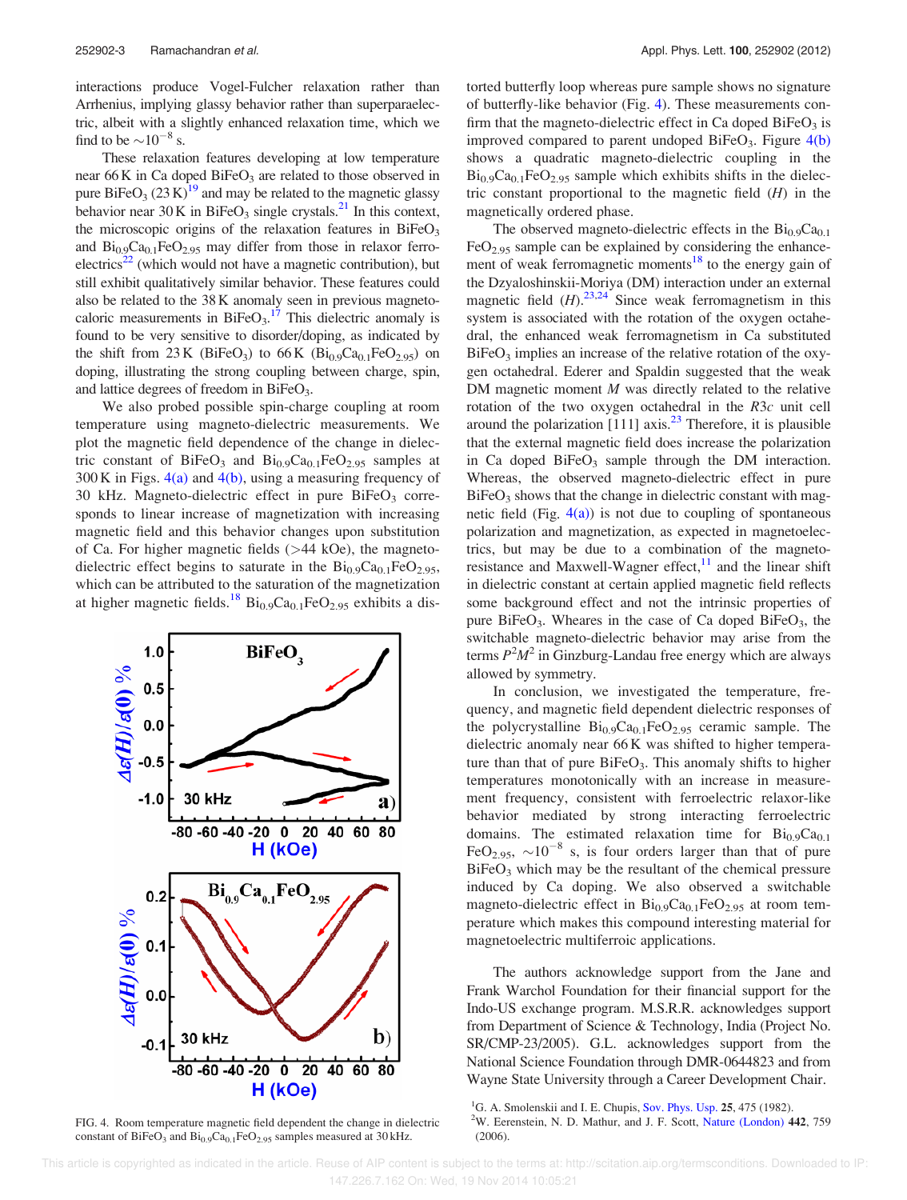interactions produce Vogel-Fulcher relaxation rather than Arrhenius, implying glassy behavior rather than superparaelectric, albeit with a slightly enhanced relaxation time, which we find to be $\sim 10^{-8}$ s.

These relaxation features developing at low temperature near 66 K in Ca doped $BiFeO_3$ are related to those observed in pure $BiFeO_3$ (23 K)[19] and may be related to the magnetic glassy behavior near 30 K in $BiFeO_3$ single crystals.[21] In this context, the microscopic origins of the relaxation features in $BiFeO_3$ and $Bi_{0.9}Ca_{0.1}FeO_{2.95}$ may differ from those in relaxor ferroelectrics[22] (which would not have a magnetic contribution), but still exhibit qualitatively similar behavior. These features could also be related to the 38 K anomaly seen in previous magnetocaloric measurements in $BiFeO_3$.[17] This dielectric anomaly is found to be very sensitive to disorder/doping, as indicated by the shift from 23 K ($BiFeO_3$) to 66 K ($Bi_{0.9}Ca_{0.1}FeO_{2.95}$) on doping, illustrating the strong coupling between charge, spin, and lattice degrees of freedom in $BiFeO_3$.

We also probed possible spin-charge coupling at room temperature using magneto-dielectric measurements. We plot the magnetic field dependence of the change in dielectric constant of $BiFeO_3$ and $Bi_{0.9}Ca_{0.1}FeO_{2.95}$ samples at 300 K in Figs. 4(a) and 4(b), using a measuring frequency of 30 kHz. Magneto-dielectric effect in pure $BiFeO_3$ corresponds to linear increase of magnetization with increasing magnetic field and this behavior changes upon substitution of Ca. For higher magnetic fields (>44 kOe), the magneto-dielectric effect begins to saturate in the $Bi_{0.9}Ca_{0.1}FeO_{2.95}$, which can be attributed to the saturation of the magnetization at higher magnetic fields.[18] $Bi_{0.9}Ca_{0.1}FeO_{2.95}$ exhibits a distorted butterfly loop whereas pure sample shows no signature of butterfly-like behavior (Fig. 4). These measurements confirm that the magneto-dielectric effect in Ca doped $BiFeO_3$ is improved compared to parent undoped $BiFeO_3$. Figure 4(b) shows a quadratic magneto-dielectric coupling in the $Bi_{0.9}Ca_{0.1}FeO_{2.95}$ sample which exhibits shifts in the dielectric constant proportional to the magnetic field ($H$) in the magnetically ordered phase.

FIG. 4. Room temperature magnetic field dependent the change in dielectric constant of $BiFeO_3$ and $Bi_{0.9}Ca_{0.1}FeO_{2.95}$ samples measured at 30 kHz.

The observed magneto-dielectric effects in the $Bi_{0.9}Ca_{0.1}FeO_{2.95}$ sample can be explained by considering the enhancement of weak ferromagnetic moments[18] to the energy gain of the Dzyaloshinskii-Moriya (DM) interaction under an external magnetic field ($H$).[23,24] Since weak ferromagnetism in this system is associated with the rotation of the oxygen octahedral, the enhanced weak ferromagnetism in Ca substituted $BiFeO_3$ implies an increase of the relative rotation of the oxygen octahedral. Ederer and Spaldin suggested that the weak DM magnetic moment $M$ was directly related to the relative rotation of the two oxygen octahedral in the $R3c$ unit cell around the polarization [111] axis.[23] Therefore, it is plausible that the external magnetic field does increase the polarization in Ca doped $BiFeO_3$ sample through the DM interaction. Whereas, the observed magneto-dielectric effect in pure $BiFeO_3$ shows that the change in dielectric constant with magnetic field (Fig. 4(a)) is not due to coupling of spontaneous polarization and magnetization, as expected in magnetoelectrics, but may be due to a combination of the magnetoresistance and Maxwell-Wagner effect,[11] and the linear shift in dielectric constant at certain applied magnetic field reflects some background effect and not the intrinsic properties of pure $BiFeO_3$. Wheares in the case of Ca doped $BiFeO_3$, the switchable magneto-dielectric behavior may arise from the terms $P^2M^2$ in Ginzburg-Landau free energy which are always allowed by symmetry.

In conclusion, we investigated the temperature, frequency, and magnetic field dependent dielectric responses of the polycrystalline $Bi_{0.9}Ca_{0.1}FeO_{2.95}$ ceramic sample. The dielectric anomaly near 66 K was shifted to higher temperature than that of pure $BiFeO_3$. This anomaly shifts to higher temperatures monotonically with an increase in measurement frequency, consistent with ferroelectric relaxor-like behavior mediated by strong interacting ferroelectric domains. The estimated relaxation time for $Bi_{0.9}Ca_{0.1}FeO_{2.95}$, $\sim 10^{-8}$ s, is four orders larger than that of pure $BiFeO_3$ which may be the resultant of the chemical pressure induced by Ca doping. We also observed a switchable magneto-dielectric effect in $Bi_{0.9}Ca_{0.1}FeO_{2.95}$ at room temperature which makes this compound interesting material for magnetoelectric multiferroic applications.

The authors acknowledge support from the Jane and Frank Warchol Foundation for their financial support for the Indo-US exchange program. M.S.R.R. acknowledges support from Department of Science & Technology, India (Project No. SR/CMP-23/2005). G.L. acknowledges support from the National Science Foundation through DMR-0644823 and from Wayne State University through a Career Development Chair.

[1] G. A. Smolenskii and I. E. Chupis, Sov. Phys. Usp. **25**, 475 (1982).
[2] W. Eerenstein, N. D. Mathur, and J. F. Scott, Nature (London) **442**, 759 (2006).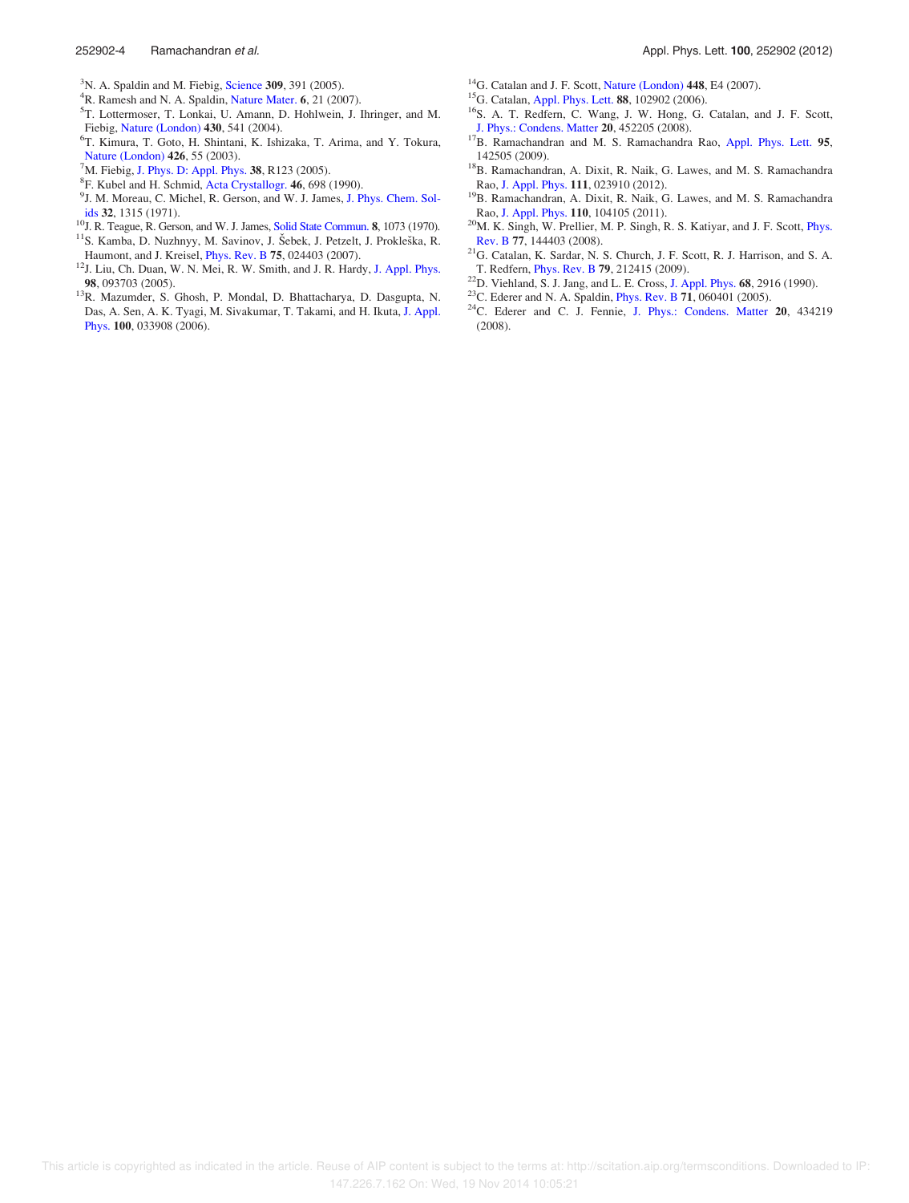[3] N. A. Spaldin and M. Fiebig, Science **309**, 391 (2005).

[4] R. Ramesh and N. A. Spaldin, Nature Mater. **6**, 21 (2007).

[5] T. Lottermoser, T. Lonkai, U. Amann, D. Hohlwein, J. Ihringer, and M. Fiebig, Nature (London) **430**, 541 (2004).

[6] T. Kimura, T. Goto, H. Shintani, K. Ishizaka, T. Arima, and Y. Tokura, Nature (London) **426**, 55 (2003).

[7] M. Fiebig, J. Phys. D: Appl. Phys. **38**, R123 (2005).

[8] F. Kubel and H. Schmid, Acta Crystallogr. **46**, 698 (1990).

[9] J. M. Moreau, C. Michel, R. Gerson, and W. J. James, J. Phys. Chem. Solids **32**, 1315 (1971).

[10] J. R. Teague, R. Gerson, and W. J. James, Solid State Commun. **8**, 1073 (1970).

[11] S. Kamba, D. Nuzhnyy, M. Savinov, J. Šebek, J. Petzelt, J. Prokleška, R. Haumont, and J. Kreisel, Phys. Rev. B **75**, 024403 (2007).

[12] J. Liu, Ch. Duan, W. N. Mei, R. W. Smith, and J. R. Hardy, J. Appl. Phys. **98**, 093703 (2005).

[13] R. Mazumder, S. Ghosh, P. Mondal, D. Bhattacharya, D. Dasgupta, N. Das, A. Sen, A. K. Tyagi, M. Sivakumar, T. Takami, and H. Ikuta, J. Appl. Phys. **100**, 033908 (2006).

[14] G. Catalan and J. F. Scott, Nature (London) **448**, E4 (2007).

[15] G. Catalan, Appl. Phys. Lett. **88**, 102902 (2006).

[16] S. A. T. Redfern, C. Wang, J. W. Hong, G. Catalan, and J. F. Scott, J. Phys.: Condens. Matter **20**, 452205 (2008).

[17] B. Ramachandran and M. S. Ramachandra Rao, Appl. Phys. Lett. **95**, 142505 (2009).

[18] B. Ramachandran, A. Dixit, R. Naik, G. Lawes, and M. S. Ramachandra Rao, J. Appl. Phys. **111**, 023910 (2012).

[19] B. Ramachandran, A. Dixit, R. Naik, G. Lawes, and M. S. Ramachandra Rao, J. Appl. Phys. **110**, 104105 (2011).

[20] M. K. Singh, W. Prellier, M. P. Singh, R. S. Katiyar, and J. F. Scott, Phys. Rev. B **77**, 144403 (2008).

[21] G. Catalan, K. Sardar, N. S. Church, J. F. Scott, R. J. Harrison, and S. A. T. Redfern, Phys. Rev. B **79**, 212415 (2009).

[22] D. Viehland, S. J. Jang, and L. E. Cross, J. Appl. Phys. **68**, 2916 (1990).

[23] C. Ederer and N. A. Spaldin, Phys. Rev. B **71**, 060401 (2005).

[24] C. Ederer and C. J. Fennie, J. Phys.: Condens. Matter **20**, 434219 (2008).